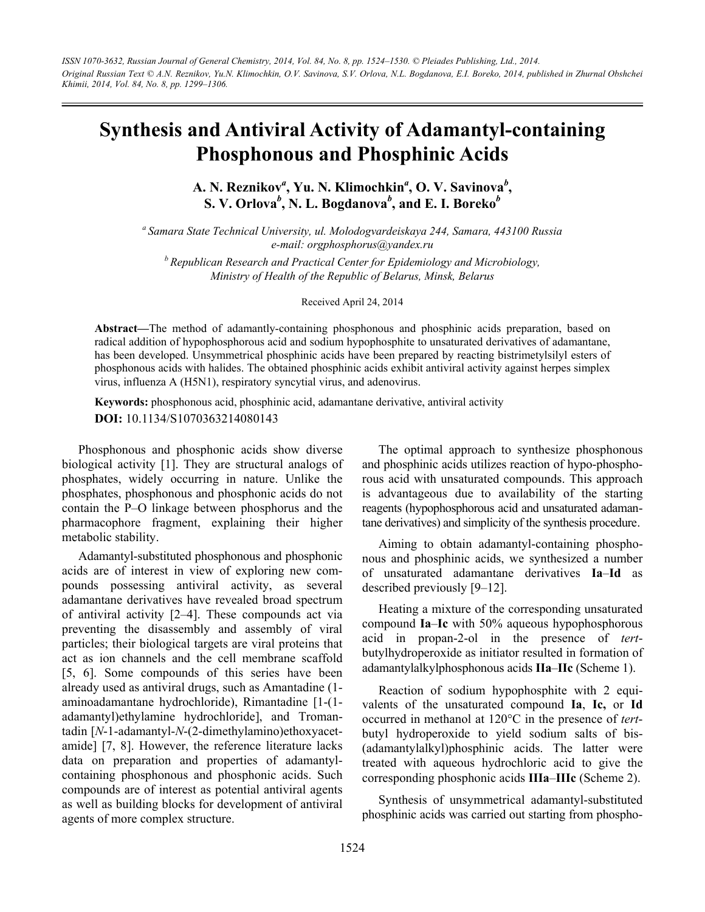ISSN 1070-3632, Russian Journal of General Chemistry, 2014, Vol. 84, No. 8, pp. 1524–1530. © Pleiades Publishing, Ltd., 2014.
Original Russian Text © A.N. Reznikov, Yu.N. Klimochkin, O.V. Savinova, S.V. Orlova, N.L. Bogdanova, E.I. Boreko, 2014, published in Zhurnal Obshchei Khimii, 2014, Vol. 84, No. 8, pp. 1299–1306.

# Synthesis and Antiviral Activity of Adamantyl-containing Phosphonous and Phosphinic Acids

**A. N. Reznikov[a], Yu. N. Klimochkin[a], O. V. Savinova[b], S. V. Orlova[b], N. L. Bogdanova[b], and E. I. Boreko[b]**

[a] *Samara State Technical University, ul. Molodogvardeiskaya 244, Samara, 443100 Russia*
*e-mail: orgphosphorus@yandex.ru*

[b] *Republican Research and Practical Center for Epidemiology and Microbiology, Ministry of Health of the Republic of Belarus, Minsk, Belarus*

Received April 24, 2014

**Abstract**—The method of adamantly-containing phosphonous and phosphinic acids preparation, based on radical addition of hypophosphorous acid and sodium hypophosphite to unsaturated derivatives of adamantane, has been developed. Unsymmetrical phosphinic acids have been prepared by reacting bistrimetylsilyl esters of phosphonous acids with halides. The obtained phosphinic acids exhibit antiviral activity against herpes simplex virus, influenza A (H5N1), respiratory syncytial virus, and adenovirus.

**Keywords:** phosphonous acid, phosphinic acid, adamantane derivative, antiviral activity

**DOI:** 10.1134/S1070363214080143

Phosphonous and phosphonic acids show diverse biological activity [1]. They are structural analogs of phosphates, widely occurring in nature. Unlike the phosphates, phosphonous and phosphonic acids do not contain the P–O linkage between phosphorus and the pharmacophore fragment, explaining their higher metabolic stability.

Adamantyl-substituted phosphonous and phosphonic acids are of interest in view of exploring new compounds possessing antiviral activity, as several adamantane derivatives have revealed broad spectrum of antiviral activity [2–4]. These compounds act via preventing the disassembly and assembly of viral particles; their biological targets are viral proteins that act as ion channels and the cell membrane scaffold [5, 6]. Some compounds of this series have been already used as antiviral drugs, such as Amantadine (1-aminoadamantane hydrochloride), Rimantadine [1-(1-adamantyl)ethylamine hydrochloride], and Tromantadin [*N*-1-adamantyl-*N*-(2-dimethylamino)ethoxyacetamide] [7, 8]. However, the reference literature lacks data on preparation and properties of adamantyl-containing phosphonous and phosphonic acids. Such compounds are of interest as potential antiviral agents as well as building blocks for development of antiviral agents of more complex structure.

The optimal approach to synthesize phosphonous and phosphinic acids utilizes reaction of hypo-phosphorous acid with unsaturated compounds. This approach is advantageous due to availability of the starting reagents (hypophosphorous acid and unsaturated adamantane derivatives) and simplicity of the synthesis procedure.

Aiming to obtain adamantyl-containing phosphonous and phosphinic acids, we synthesized a number of unsaturated adamantane derivatives **Ia**–**Id** as described previously [9–12].

Heating a mixture of the corresponding unsaturated compound **Ia**–**Ic** with 50% aqueous hypophosphorous acid in propan-2-ol in the presence of *tert*-butylhydroperoxide as initiator resulted in formation of adamantylalkylphosphonous acids **IIa**–**IIc** (Scheme 1).

Reaction of sodium hypophosphite with 2 equivalents of the unsaturated compound **Ia**, **Ic,** or **Id** occurred in methanol at 120°C in the presence of *tert*-butyl hydroperoxide to yield sodium salts of bis-(adamantylalkyl)phosphinic acids. The latter were treated with aqueous hydrochloric acid to give the corresponding phosphonic acids **IIIa**–**IIIc** (Scheme 2).

Synthesis of unsymmetrical adamantyl-substituted phosphinic acids was carried out starting from phospho-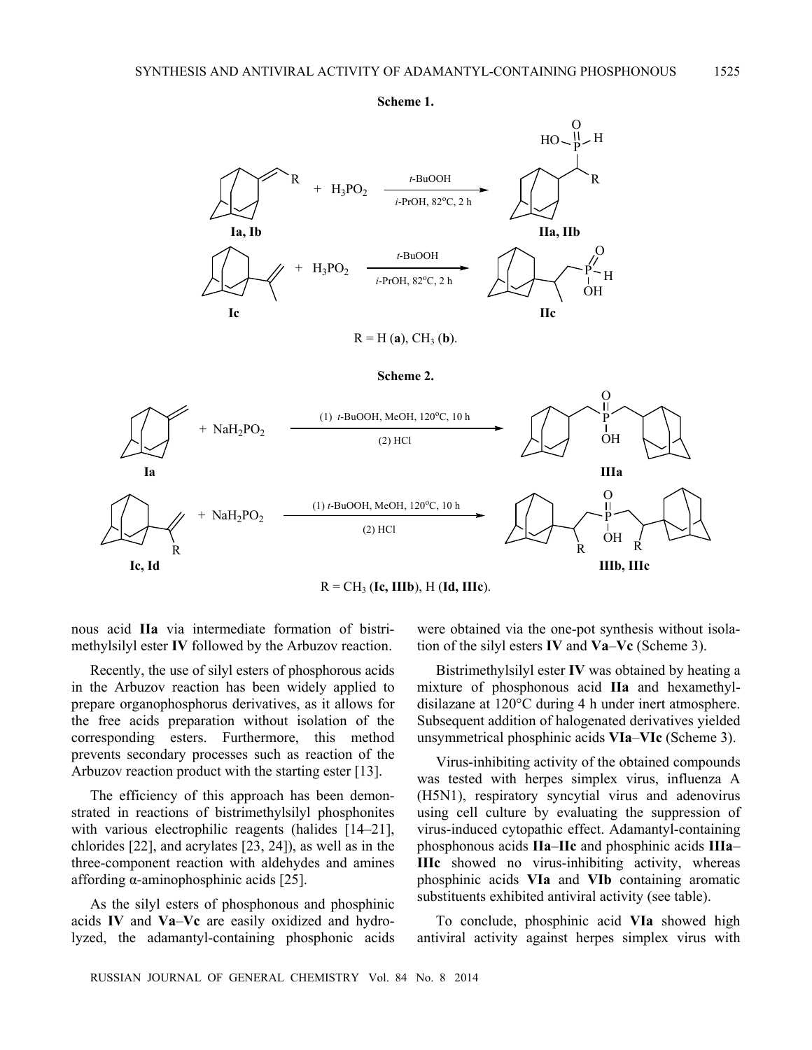**Scheme 1.**

$$\text{Ia, Ib} + H_3PO_2 \xrightarrow[i\text{-PrOH, 82°C, 2 h}]{t\text{-BuOOH}} \text{IIa, IIb}$$

$$\text{Ic} + H_3PO_2 \xrightarrow[i\text{-PrOH, 82°C, 2 h}]{t\text{-BuOOH}} \text{IIc}$$

R = H (**a**), $CH_3$ (**b**).

**Scheme 2.**

$$\text{Ia} + NaH_2PO_2 \xrightarrow[(2)\ \text{HCl}]{(1)\ t\text{-BuOOH, MeOH, 120°C, 10 h}} \text{IIIa}$$

$$\text{Ic, Id} + NaH_2PO_2 \xrightarrow[(2)\ \text{HCl}]{(1)\ t\text{-BuOOH, MeOH, 120°C, 10 h}} \text{IIIb, IIIc}$$

R = $CH_3$ (**Ic, IIIb**), H (**Id, IIIc**).

nous acid **IIa** via intermediate formation of bistrimethylsilyl ester **IV** followed by the Arbuzov reaction.

Recently, the use of silyl esters of phosphorous acids in the Arbuzov reaction has been widely applied to prepare organophosphorus derivatives, as it allows for the free acids preparation without isolation of the corresponding esters. Furthermore, this method prevents secondary processes such as reaction of the Arbuzov reaction product with the starting ester [13].

The efficiency of this approach has been demonstrated in reactions of bistrimethylsilyl phosphonites with various electrophilic reagents (halides [14–21], chlorides [22], and acrylates [23, 24]), as well as in the three-component reaction with aldehydes and amines affording α-aminophosphinic acids [25].

As the silyl esters of phosphonous and phosphinic acids **IV** and **Va**–**Vc** are easily oxidized and hydrolyzed, the adamantyl-containing phosphonic acids were obtained via the one-pot synthesis without isolation of the silyl esters **IV** and **Va**–**Vc** (Scheme 3).

Bistrimethylsilyl ester **IV** was obtained by heating a mixture of phosphonous acid **IIa** and hexamethyldisilazane at 120°C during 4 h under inert atmosphere. Subsequent addition of halogenated derivatives yielded unsymmetrical phosphinic acids **VIa**–**VIc** (Scheme 3).

Virus-inhibiting activity of the obtained compounds was tested with herpes simplex virus, influenza A (H5N1), respiratory syncytial virus and adenovirus using cell culture by evaluating the suppression of virus-induced cytopathic effect. Adamantyl-containing phosphonous acids **IIa**–**IIc** and phosphinic acids **IIIa**–**IIIc** showed no virus-inhibiting activity, whereas phosphinic acids **VIa** and **VIb** containing aromatic substituents exhibited antiviral activity (see table).

To conclude, phosphinic acid **VIa** showed high antiviral activity against herpes simplex virus with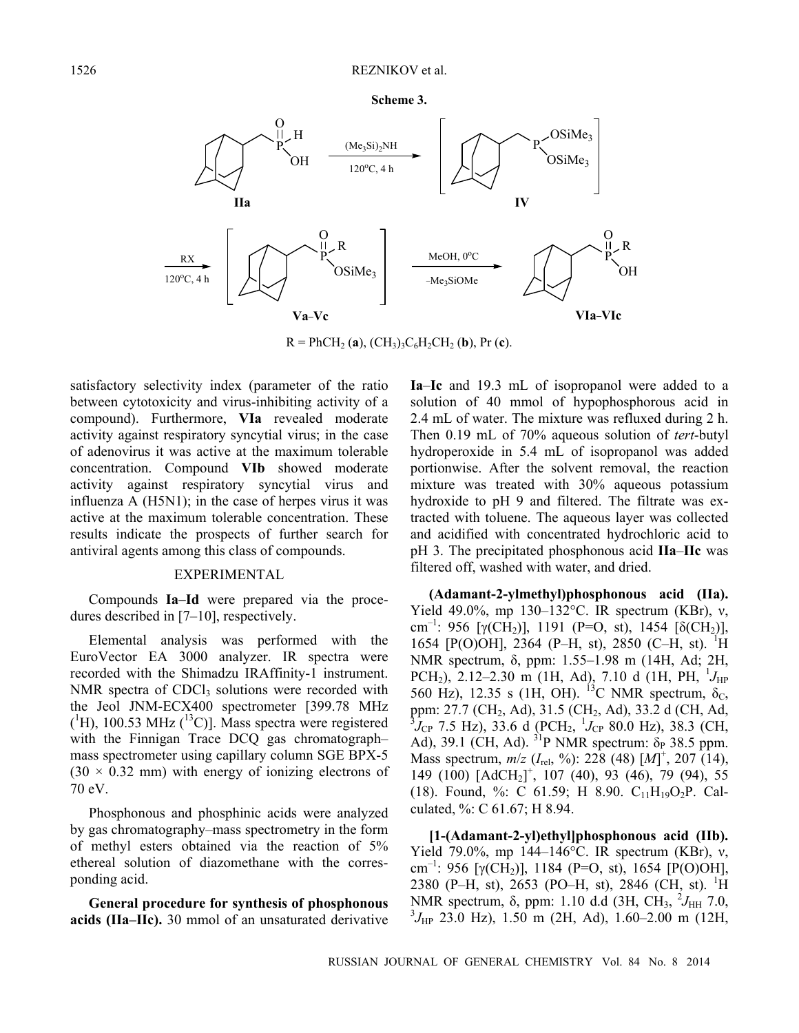**Scheme 3.**

R = $PhCH_2$ (**a**), $(CH_3)_3C_6H_2CH_2$ (**b**), Pr (**c**).

satisfactory selectivity index (parameter of the ratio between cytotoxicity and virus-inhibiting activity of a compound). Furthermore, **VIa** revealed moderate activity against respiratory syncytial virus; in the case of adenovirus it was active at the maximum tolerable concentration. Compound **VIb** showed moderate activity against respiratory syncytial virus and influenza A (H5N1); in the case of herpes virus it was active at the maximum tolerable concentration. These results indicate the prospects of further search for antiviral agents among this class of compounds.

## EXPERIMENTAL

Compounds **Ia–Id** were prepared via the procedures described in [7–10], respectively.

Elemental analysis was performed with the EuroVector EA 3000 analyzer. IR spectra were recorded with the Shimadzu IRAffinity-1 instrument. NMR spectra of $CDCl_3$ solutions were recorded with the Jeol JNM-ECX400 spectrometer [399.78 MHz ($^1H$), 100.53 MHz ($^{13}C$)]. Mass spectra were registered with the Finnigan Trace DCQ gas chromatograph–mass spectrometer using capillary column SGE BPX-5 (30 × 0.32 mm) with energy of ionizing electrons of 70 eV.

Phosphonous and phosphinic acids were analyzed by gas chromatography–mass spectrometry in the form of methyl esters obtained via the reaction of 5% ethereal solution of diazomethane with the corresponding acid.

**General procedure for synthesis of phosphonous acids (IIa–IIc).** 30 mmol of an unsaturated derivative **Ia**–**Ic** and 19.3 mL of isopropanol were added to a solution of 40 mmol of hypophosphorous acid in 2.4 mL of water. The mixture was refluxed during 2 h. Then 0.19 mL of 70% aqueous solution of *tert*-butyl hydroperoxide in 5.4 mL of isopropanol was added portionwise. After the solvent removal, the reaction mixture was treated with 30% aqueous potassium hydroxide to pH 9 and filtered. The filtrate was extracted with toluene. The aqueous layer was collected and acidified with concentrated hydrochloric acid to pH 3. The precipitated phosphonous acid **IIa**–**IIc** was filtered off, washed with water, and dried.

**(Adamant-2-ylmethyl)phosphonous acid (IIa).** Yield 49.0%, mp 130–132°C. IR spectrum (KBr), ν, $cm^{-1}$: 956 [γ($CH_2$)], 1191 (P=O, st), 1454 [δ($CH_2$)], 1654 [P(O)OH], 2364 (P–H, st), 2850 (C–H, st). $^1H$ NMR spectrum, δ, ppm: 1.55–1.98 m (14H, Ad; 2H, $PCH_2$), 2.12–2.30 m (1H, Ad), 7.10 d (1H, PH, $^1J_{HP}$ 560 Hz), 12.35 s (1H, OH). $^{13}C$ NMR spectrum, $δ_C$, ppm: 27.7 ($CH_2$, Ad), 31.5 ($CH_2$, Ad), 33.2 d (CH, Ad, $^3J_{CP}$ 7.5 Hz), 33.6 d ($PCH_2$, $^1J_{CP}$ 80.0 Hz), 38.3 (CH, Ad), 39.1 (CH, Ad). $^{31}P$ NMR spectrum: $δ_P$ 38.5 ppm. Mass spectrum, *m*/*z* ($I_{rel}$, %): 228 (48) $[M]^+$, 207 (14), 149 (100) $[AdCH_2]^+$, 107 (40), 93 (46), 79 (94), 55 (18). Found, %: C 61.59; H 8.90. $C_{11}H_{19}O_2P$. Calculated, %: C 61.67; H 8.94.

**[1-(Adamant-2-yl)ethyl]phosphonous acid (IIb).** Yield 79.0%, mp 144–146°C. IR spectrum (KBr), ν, $cm^{-1}$: 956 [γ($CH_2$)], 1184 (P=O, st), 1654 [P(O)OH], 2380 (P–H, st), 2653 (PO–H, st), 2846 (CH, st). $^1H$ NMR spectrum, δ, ppm: 1.10 d.d (3H, $CH_3$, $^2J_{HH}$ 7.0, $^3J_{HP}$ 23.0 Hz), 1.50 m (2H, Ad), 1.60–2.00 m (12H,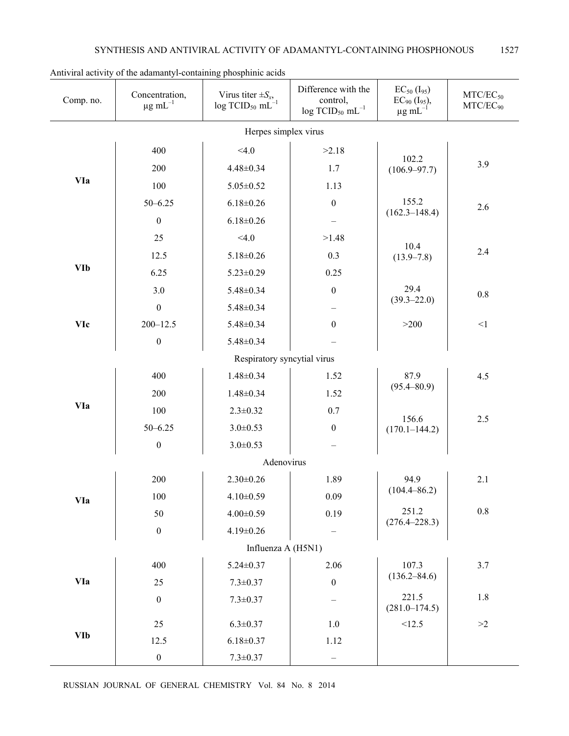Antiviral activity of the adamantyl-containing phosphinic acids

| Comp. no. | Concentration, μg mL$^{-1}$ | Virus titer $\pm S_x$, log TCID$_{50}$ mL$^{-1}$ | Difference with the control, log TCID$_{50}$ mL$^{-1}$ | EC$_{50}$ (I$_{95}$) EC$_{90}$ (I$_{95}$), μg mL$^{-1}$ | MTC/EC$_{50}$ MTC/EC$_{90}$ |
|---|---|---|---|---|---|
| | | **Herpes simplex virus** | | | |
| **VIa** | 400 | <4.0 | >2.18 | 102.2 (106.9–97.7) | 3.9 |
| | 200 | 4.48±0.34 | 1.7 | | |
| | 100 | 5.05±0.52 | 1.13 | | |
| | 50–6.25 | 6.18±0.26 | 0 | 155.2 (162.3–148.4) | 2.6 |
| | 0 | 6.18±0.26 | – | | |
| **VIb** | 25 | <4.0 | >1.48 | 10.4 (13.9–7.8) | 2.4 |
| | 12.5 | 5.18±0.26 | 0.3 | | |
| | 6.25 | 5.23±0.29 | 0.25 | | |
| | 3.0 | 5.48±0.34 | 0 | 29.4 (39.3–22.0) | 0.8 |
| | 0 | 5.48±0.34 | – | | |
| **VIc** | 200–12.5 | 5.48±0.34 | 0 | >200 | <1 |
| | 0 | 5.48±0.34 | – | | |
| | | **Respiratory syncytial virus** | | | |
| **VIa** | 400 | 1.48±0.34 | 1.52 | 87.9 (95.4–80.9) | 4.5 |
| | 200 | 1.48±0.34 | 1.52 | | |
| | 100 | 2.3±0.32 | 0.7 | 156.6 (170.1–144.2) | 2.5 |
| | 50–6.25 | 3.0±0.53 | 0 | | |
| | 0 | 3.0±0.53 | – | | |
| | | **Adenovirus** | | | |
| **VIa** | 200 | 2.30±0.26 | 1.89 | 94.9 (104.4–86.2) | 2.1 |
| | 100 | 4.10±0.59 | 0.09 | | |
| | 50 | 4.00±0.59 | 0.19 | 251.2 (276.4–228.3) | 0.8 |
| | 0 | 4.19±0.26 | – | | |
| | | **Influenza A (H5N1)** | | | |
| **VIa** | 400 | 5.24±0.37 | 2.06 | 107.3 (136.2–84.6) | 3.7 |
| | 25 | 7.3±0.37 | 0 | | |
| | 0 | 7.3±0.37 | – | 221.5 (281.0–174.5) | 1.8 |
| **VIb** | 25 | 6.3±0.37 | 1.0 | <12.5 | >2 |
| | 12.5 | 6.18±0.37 | 1.12 | | |
| | 0 | 7.3±0.37 | – | | |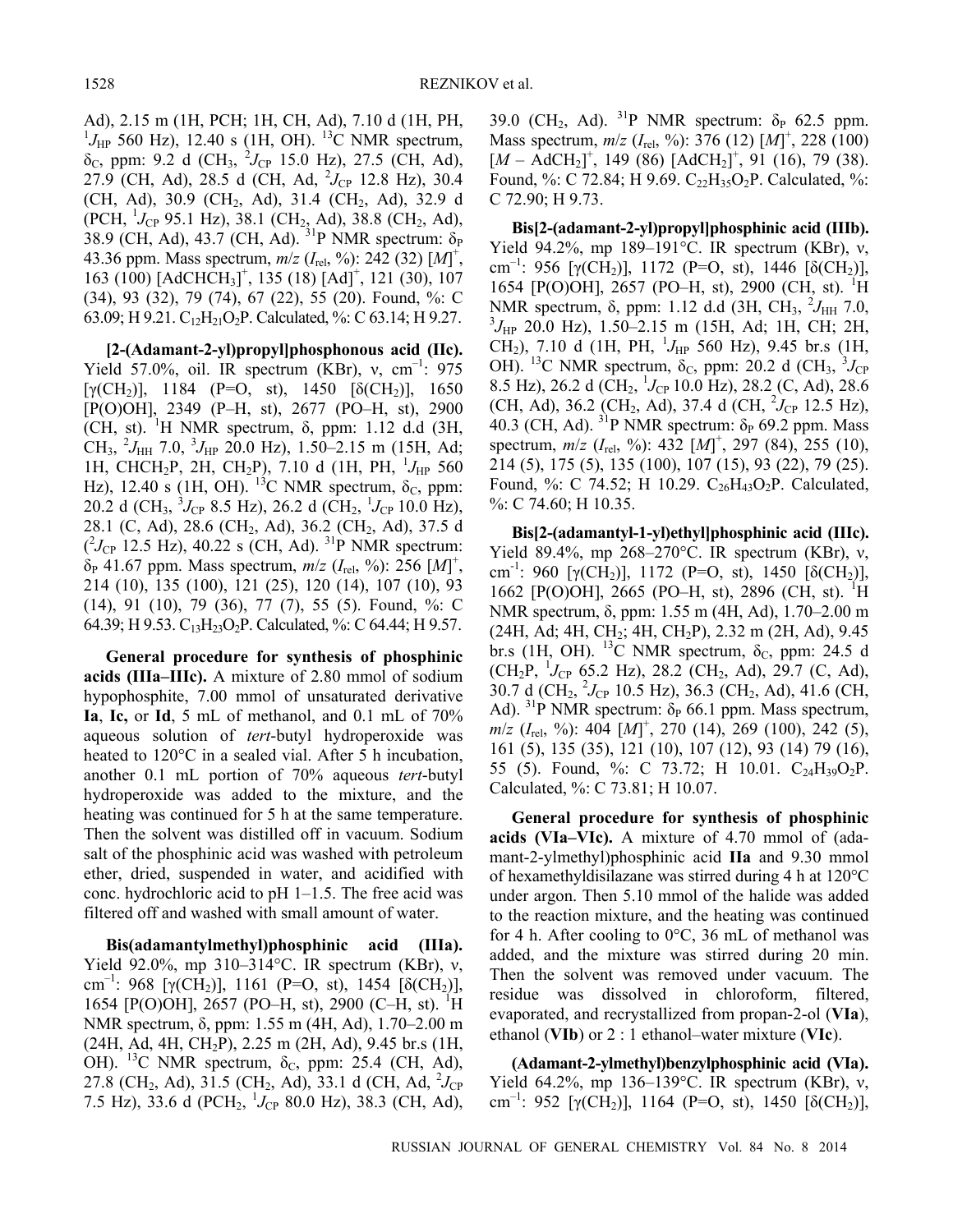Ad), 2.15 m (1H, PCH; 1H, CH, Ad), 7.10 d (1H, PH, $^1J_{HP}$ 560 Hz), 12.40 s (1H, OH). $^{13}$C NMR spectrum, $\delta_C$, ppm: 9.2 d ($CH_3$, $^2J_{CP}$ 15.0 Hz), 27.5 (CH, Ad), 27.9 (CH, Ad), 28.5 d (CH, Ad, $^2J_{CP}$ 12.8 Hz), 30.4 (CH, Ad), 30.9 ($CH_2$, Ad), 31.4 ($CH_2$, Ad), 32.9 d (PCH, $^1J_{CP}$ 95.1 Hz), 38.1 ($CH_2$, Ad), 38.8 ($CH_2$, Ad), 38.9 (CH, Ad), 43.7 (CH, Ad). $^{31}$P NMR spectrum: $\delta_P$ 43.36 ppm. Mass spectrum, *m/z* ($I_{rel}$, %): 242 (32) $[M]^+$, 163 (100) $[AdCHCH_3]^+$, 135 (18) $[Ad]^+$, 121 (30), 107 (34), 93 (32), 79 (74), 67 (22), 55 (20). Found, %: C 63.09; H 9.21. $C_{12}H_{21}O_2P$. Calculated, %: C 63.14; H 9.27.

**[2-(Adamant-2-yl)propyl]phosphonous acid (IIc).** Yield 57.0%, oil. IR spectrum (KBr), ν, cm$^{-1}$: 975 [γ($CH_2$)], 1184 (P=O, st), 1450 [δ($CH_2$)], 1650 [P(O)OH], 2349 (P–H, st), 2677 (PO–H, st), 2900 (CH, st). $^1$H NMR spectrum, δ, ppm: 1.12 d.d (3H, $CH_3$, $^2J_{HH}$ 7.0, $^3J_{HP}$ 20.0 Hz), 1.50–2.15 m (15H, Ad; 1H, $CHCH_2P$, 2H, $CH_2P$), 7.10 d (1H, PH, $^1J_{HP}$ 560 Hz), 12.40 s (1H, OH). $^{13}$C NMR spectrum, $\delta_C$, ppm: 20.2 d ($CH_3$, $^3J_{CP}$ 8.5 Hz), 26.2 d ($CH_2$, $^1J_{CP}$ 10.0 Hz), 28.1 (C, Ad), 28.6 ($CH_2$, Ad), 36.2 ($CH_2$, Ad), 37.5 d ($^2J_{CP}$ 12.5 Hz), 40.22 s (CH, Ad). $^{31}$P NMR spectrum: $\delta_P$ 41.67 ppm. Mass spectrum, *m/z* ($I_{rel}$, %): 256 $[M]^+$, 214 (10), 135 (100), 121 (25), 120 (14), 107 (10), 93 (14), 91 (10), 79 (36), 77 (7), 55 (5). Found, %: C 64.39; H 9.53. $C_{13}H_{23}O_2P$. Calculated, %: C 64.44; H 9.57.

**General procedure for synthesis of phosphinic acids (IIIa–IIIc).** A mixture of 2.80 mmol of sodium hypophosphite, 7.00 mmol of unsaturated derivative **Ia**, **Ic,** or **Id**, 5 mL of methanol, and 0.1 mL of 70% aqueous solution of *tert*-butyl hydroperoxide was heated to 120°C in a sealed vial. After 5 h incubation, another 0.1 mL portion of 70% aqueous *tert*-butyl hydroperoxide was added to the mixture, and the heating was continued for 5 h at the same temperature. Then the solvent was distilled off in vacuum. Sodium salt of the phosphinic acid was washed with petroleum ether, dried, suspended in water, and acidified with conc. hydrochloric acid to pH 1–1.5. The free acid was filtered off and washed with small amount of water.

**Bis(adamantylmethyl)phosphinic acid (IIIa).** Yield 92.0%, mp 310–314°C. IR spectrum (KBr), ν, cm$^{-1}$: 968 [γ($CH_2$)], 1161 (P=O, st), 1454 [δ($CH_2$)], 1654 [P(O)OH], 2657 (PO–H, st), 2900 (C–H, st). $^1$H NMR spectrum, δ, ppm: 1.55 m (4H, Ad), 1.70–2.00 m (24H, Ad, 4H, $CH_2P$), 2.25 m (2H, Ad), 9.45 br.s (1H, OH). $^{13}$C NMR spectrum, $\delta_C$, ppm: 25.4 (CH, Ad), 27.8 ($CH_2$, Ad), 31.5 ($CH_2$, Ad), 33.1 d (CH, Ad, $^2J_{CP}$ 7.5 Hz), 33.6 d ($PCH_2$, $^1J_{CP}$ 80.0 Hz), 38.3 (CH, Ad), 39.0 ($CH_2$, Ad). $^{31}$P NMR spectrum: $\delta_P$ 62.5 ppm. Mass spectrum, *m/z* ($I_{rel}$, %): 376 (12) $[M]^+$, 228 (100) $[M - AdCH_2]^+$, 149 (86) $[AdCH_2]^+$, 91 (16), 79 (38). Found, %: C 72.84; H 9.69. $C_{22}H_{35}O_2P$. Calculated, %: C 72.90; H 9.73.

**Bis[2-(adamant-2-yl)propyl]phosphinic acid (IIIb).** Yield 94.2%, mp 189–191°C. IR spectrum (KBr), ν, cm$^{-1}$: 956 [γ($CH_2$)], 1172 (P=O, st), 1446 [δ($CH_2$)], 1654 [P(O)OH], 2657 (PO–H, st), 2900 (CH, st). $^1$H NMR spectrum, δ, ppm: 1.12 d.d (3H, $CH_3$, $^2J_{HH}$ 7.0, $^3J_{HP}$ 20.0 Hz), 1.50–2.15 m (15H, Ad; 1H, CH; 2H, $CH_2$), 7.10 d (1H, PH, $^1J_{HP}$ 560 Hz), 9.45 br.s (1H, OH). $^{13}$C NMR spectrum, $\delta_C$, ppm: 20.2 d ($CH_3$, $^3J_{CP}$ 8.5 Hz), 26.2 d ($CH_2$, $^1J_{CP}$ 10.0 Hz), 28.2 (C, Ad), 28.6 (CH, Ad), 36.2 ($CH_2$, Ad), 37.4 d (CH, $^2J_{CP}$ 12.5 Hz), 40.3 (CH, Ad). $^{31}$P NMR spectrum: $\delta_P$ 69.2 ppm. Mass spectrum, *m/z* ($I_{rel}$, %): 432 $[M]^+$, 297 (84), 255 (10), 214 (5), 175 (5), 135 (100), 107 (15), 93 (22), 79 (25). Found, %: C 74.52; H 10.29. $C_{26}H_{43}O_2P$. Calculated, %: C 74.60; H 10.35.

**Bis[2-(adamantyl-1-yl)ethyl]phosphinic acid (IIIc).** Yield 89.4%, mp 268–270°C. IR spectrum (KBr), ν, cm$^{-1}$: 960 [γ($CH_2$)], 1172 (P=O, st), 1450 [δ($CH_2$)], 1662 [P(O)OH], 2665 (PO–H, st), 2896 (CH, st). $^1$H NMR spectrum, δ, ppm: 1.55 m (4H, Ad), 1.70–2.00 m (24H, Ad; 4H, $CH_2$; 4H, $CH_2P$), 2.32 m (2H, Ad), 9.45 br.s (1H, OH). $^{13}$C NMR spectrum, $\delta_C$, ppm: 24.5 d ($CH_2P$, $^1J_{CP}$ 65.2 Hz), 28.2 ($CH_2$, Ad), 29.7 (C, Ad), 30.7 d ($CH_2$, $^2J_{CP}$ 10.5 Hz), 36.3 ($CH_2$, Ad), 41.6 (CH, Ad). $^{31}$P NMR spectrum: $\delta_P$ 66.1 ppm. Mass spectrum, *m/z* ($I_{rel}$, %): 404 $[M]^+$, 270 (14), 269 (100), 242 (5), 161 (5), 135 (35), 121 (10), 107 (12), 93 (14) 79 (16), 55 (5). Found, %: C 73.72; H 10.01. $C_{24}H_{39}O_2P$. Calculated, %: C 73.81; H 10.07.

**General procedure for synthesis of phosphinic acids (VIa–VIc).** A mixture of 4.70 mmol of (adamant-2-ylmethyl)phosphinic acid **IIa** and 9.30 mmol of hexamethyldisilazane was stirred during 4 h at 120°C under argon. Then 5.10 mmol of the halide was added to the reaction mixture, and the heating was continued for 4 h. After cooling to 0°C, 36 mL of methanol was added, and the mixture was stirred during 20 min. Then the solvent was removed under vacuum. The residue was dissolved in chloroform, filtered, evaporated, and recrystallized from propan-2-ol (**VIa**), ethanol (**VIb**) or 2 : 1 ethanol–water mixture (**VIc**).

**(Adamant-2-ylmethyl)benzylphosphinic acid (VIa).** Yield 64.2%, mp 136–139°C. IR spectrum (KBr), ν, cm$^{-1}$: 952 [γ($CH_2$)], 1164 (P=O, st), 1450 [δ($CH_2$)],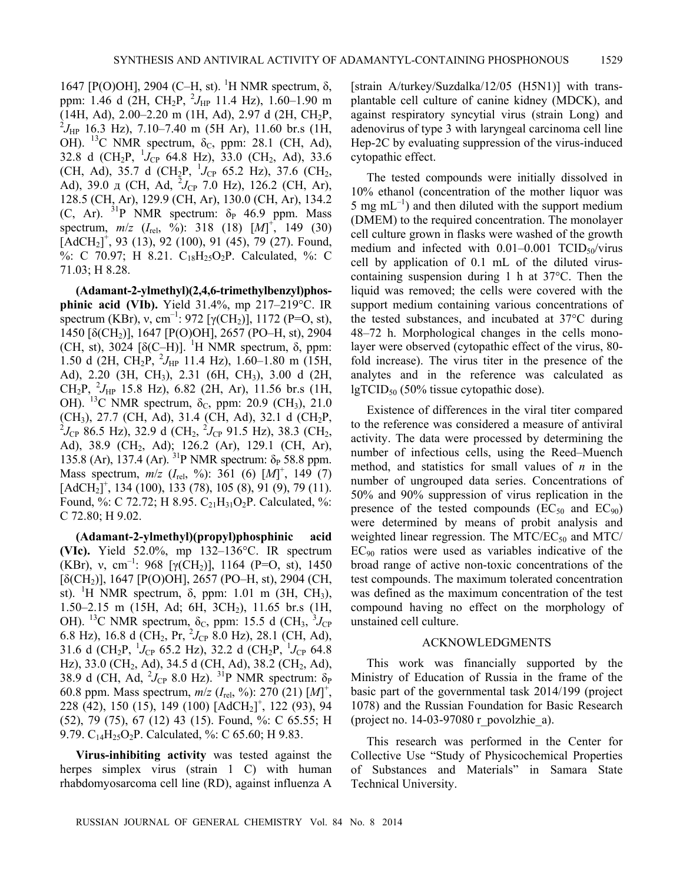1647 [P(O)OH], 2904 (C–H, st). $^1$H NMR spectrum, δ, ppm: 1.46 d (2H, $CH_2P$, $^2J_{HP}$ 11.4 Hz), 1.60–1.90 m (14H, Ad), 2.00–2.20 m (1H, Ad), 2.97 d (2H, $CH_2P$, $^2J_{HP}$ 16.3 Hz), 7.10–7.40 m (5H Ar), 11.60 br.s (1H, OH). $^{13}$C NMR spectrum, $δ_C$, ppm: 28.1 (CH, Ad), 32.8 d ($CH_2P$, $^1J_{CP}$ 64.8 Hz), 33.0 ($CH_2$, Ad), 33.6 (CH, Ad), 35.7 d ($CH_2P$, $^1J_{CP}$ 65.2 Hz), 37.6 ($CH_2$, Ad), 39.0 д (CH, Ad, $^2J_{CP}$ 7.0 Hz), 126.2 (CH, Ar), 128.5 (CH, Ar), 129.9 (CH, Ar), 130.0 (CH, Ar), 134.2 (C, Ar). $^{31}$P NMR spectrum: $δ_P$ 46.9 ppm. Mass spectrum, $m/z$ ($I_{rel}$, %): 318 (18) $[M]^+$, 149 (30) $[AdCH_2]^+$, 93 (13), 92 (100), 91 (45), 79 (27). Found, %: C 70.97; H 8.21. $C_{18}H_{25}O_2P$. Calculated, %: C 71.03; H 8.28.

**(Adamant-2-ylmethyl)(2,4,6-trimethylbenzyl)phosphinic acid (VIb).** Yield 31.4%, mp 217–219°C. IR spectrum (KBr), ν, cm$^{-1}$: 972 [γ($CH_2$)], 1172 (P=O, st), 1450 [δ($CH_2$)], 1647 [P(O)OH], 2657 (PO–H, st), 2904 (CH, st), 3024 [δ(C–H)]. $^1$H NMR spectrum, δ, ppm: 1.50 d (2H, $CH_2P$, $^2J_{HP}$ 11.4 Hz), 1.60–1.80 m (15H, Ad), 2.20 (3H, $CH_3$), 2.31 (6H, $CH_3$), 3.00 d (2H, $CH_2P$, $^2J_{HP}$ 15.8 Hz), 6.82 (2H, Ar), 11.56 br.s (1H, OH). $^{13}$C NMR spectrum, $δ_C$, ppm: 20.9 ($CH_3$), 21.0 ($CH_3$), 27.7 (CH, Ad), 31.4 (CH, Ad), 32.1 d ($CH_2P$, $^2J_{CP}$ 86.5 Hz), 32.9 d ($CH_2$, $^2J_{CP}$ 91.5 Hz), 38.3 ($CH_2$, Ad), 38.9 ($CH_2$, Ad); 126.2 (Ar), 129.1 (CH, Ar), 135.8 (Ar), 137.4 (Ar). $^{31}$P NMR spectrum: $δ_P$ 58.8 ppm. Mass spectrum, $m/z$ ($I_{rel}$, %): 361 (6) $[M]^+$, 149 (7) $[AdCH_2]^+$, 134 (100), 133 (78), 105 (8), 91 (9), 79 (11). Found, %: C 72.72; H 8.95. $C_{21}H_{31}O_2P$. Calculated, %: C 72.80; H 9.02.

**(Adamant-2-ylmethyl)(propyl)phosphinic acid (VIc).** Yield 52.0%, mp 132–136°C. IR spectrum (KBr), ν, cm$^{-1}$: 968 [γ($CH_2$)], 1164 (P=O, st), 1450 [δ($CH_2$)], 1647 [P(O)OH], 2657 (PO–H, st), 2904 (CH, st). $^1$H NMR spectrum, δ, ppm: 1.01 m (3H, $CH_3$), 1.50–2.15 m (15H, Ad; 6H, $3CH_2$), 11.65 br.s (1H, OH). $^{13}$C NMR spectrum, $δ_C$, ppm: 15.5 d ($CH_3$, $^3J_{CP}$ 6.8 Hz), 16.8 d ($CH_2$, Pr, $^2J_{CP}$ 8.0 Hz), 28.1 (CH, Ad), 31.6 d ($CH_2P$, $^1J_{CP}$ 65.2 Hz), 32.2 d ($CH_2P$, $^1J_{CP}$ 64.8 Hz), 33.0 ($CH_2$, Ad), 34.5 d (CH, Ad), 38.2 ($CH_2$, Ad), 38.9 d (CH, Ad, $^2J_{CP}$ 8.0 Hz). $^{31}$P NMR spectrum: $δ_P$ 60.8 ppm. Mass spectrum, $m/z$ ($I_{rel}$, %): 270 (21) $[M]^+$, 228 (42), 150 (15), 149 (100) $[AdCH_2]^+$, 122 (93), 94 (52), 79 (75), 67 (12) 43 (15). Found, %: C 65.55; H 9.79. $C_{14}H_{25}O_2P$. Calculated, %: C 65.60; H 9.83.

**Virus-inhibiting activity** was tested against the herpes simplex virus (strain 1 C) with human rhabdomyosarcoma cell line (RD), against influenza A [strain A/turkey/Suzdalka/12/05 (H5N1)] with transplantable cell culture of canine kidney (MDCK), and against respiratory syncytial virus (strain Long) and adenovirus of type 3 with laryngeal carcinoma cell line Hep-2C by evaluating suppression of the virus-induced cytopathic effect.

The tested compounds were initially dissolved in 10% ethanol (concentration of the mother liquor was 5 mg mL$^{-1}$) and then diluted with the support medium (DMEM) to the required concentration. The monolayer cell culture grown in flasks were washed of the growth medium and infected with 0.01–0.001 $TCID_{50}$/virus cell by application of 0.1 mL of the diluted virus-containing suspension during 1 h at 37°C. Then the liquid was removed; the cells were covered with the support medium containing various concentrations of the tested substances, and incubated at 37°C during 48–72 h. Morphological changes in the cells monolayer were observed (cytopathic effect of the virus, 80-fold increase). The virus titer in the presence of the analytes and in the reference was calculated as $lgTCID_{50}$ (50% tissue cytopathic dose).

Existence of differences in the viral titer compared to the reference was considered a measure of antiviral activity. The data were processed by determining the number of infectious cells, using the Reed–Muench method, and statistics for small values of $n$ in the number of ungrouped data series. Concentrations of 50% and 90% suppression of virus replication in the presence of the tested compounds ($EC_{50}$ and $EC_{90}$) were determined by means of probit analysis and weighted linear regression. The $MTC/EC_{50}$ and $MTC/EC_{90}$ ratios were used as variables indicative of the broad range of active non-toxic concentrations of the test compounds. The maximum tolerated concentration was defined as the maximum concentration of the test compound having no effect on the morphology of unstained cell culture.

## ACKNOWLEDGMENTS

This work was financially supported by the Ministry of Education of Russia in the frame of the basic part of the governmental task 2014/199 (project 1078) and the Russian Foundation for Basic Research (project no. 14-03-97080 r_povolzhie_a).

This research was performed in the Center for Collective Use "Study of Physicochemical Properties of Substances and Materials" in Samara State Technical University.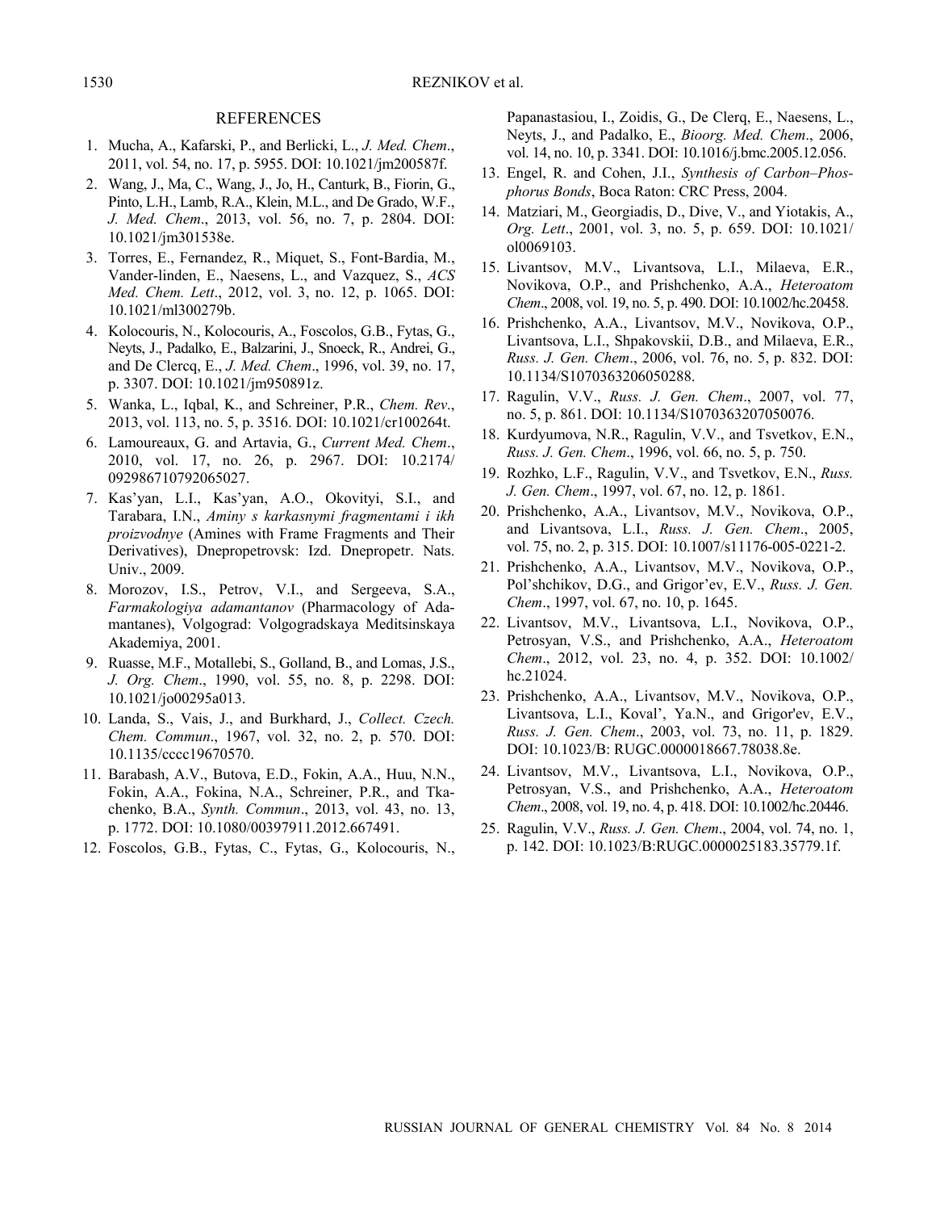## REFERENCES

1. Mucha, A., Kafarski, P., and Berlicki, L., *J. Med. Chem*., 2011, vol. 54, no. 17, p. 5955. DOI: 10.1021/jm200587f.
2. Wang, J., Ma, C., Wang, J., Jo, H., Canturk, B., Fiorin, G., Pinto, L.H., Lamb, R.A., Klein, M.L., and De Grado, W.F., *J. Med. Chem*., 2013, vol. 56, no. 7, p. 2804. DOI: 10.1021/jm301538e.
3. Torres, E., Fernandez, R., Miquet, S., Font-Bardia, M., Vander-linden, E., Naesens, L., and Vazquez, S., *ACS Med. Chem. Lett*., 2012, vol. 3, no. 12, p. 1065. DOI: 10.1021/ml300279b.
4. Kolocouris, N., Kolocouris, A., Foscolos, G.B., Fytas, G., Neyts, J., Padalko, E., Balzarini, J., Snoeck, R., Andrei, G., and De Clercq, E., *J. Med. Chem*., 1996, vol. 39, no. 17, p. 3307. DOI: 10.1021/jm950891z.
5. Wanka, L., Iqbal, K., and Schreiner, P.R., *Chem. Rev*., 2013, vol. 113, no. 5, p. 3516. DOI: 10.1021/cr100264t.
6. Lamoureaux, G. and Artavia, G., *Current Med. Chem*., 2010, vol. 17, no. 26, p. 2967. DOI: 10.2174/092986710792065027.
7. Kas'yan, L.I., Kas'yan, A.O., Okovityi, S.I., and Tarabara, I.N., *Aminy s karkasnymi fragmentami i ikh proizvodnye* (Amines with Frame Fragments and Their Derivatives), Dnepropetrovsk: Izd. Dnepropetr. Nats. Univ., 2009.
8. Morozov, I.S., Petrov, V.I., and Sergeeva, S.A., *Farmakologiya adamantanov* (Pharmacology of Adamantanes), Volgograd: Volgogradskaya Meditsinskaya Akademiya, 2001.
9. Ruasse, M.F., Motallebi, S., Golland, B., and Lomas, J.S., *J. Org. Chem*., 1990, vol. 55, no. 8, p. 2298. DOI: 10.1021/jo00295a013.
10. Landa, S., Vais, J., and Burkhard, J., *Collect. Czech. Chem. Commun*., 1967, vol. 32, no. 2, p. 570. DOI: 10.1135/cccc19670570.
11. Barabash, A.V., Butova, E.D., Fokin, A.A., Huu, N.N., Fokin, A.A., Fokina, N.A., Schreiner, P.R., and Tkachenko, B.A., *Synth. Commun*., 2013, vol. 43, no. 13, p. 1772. DOI: 10.1080/00397911.2012.667491.
12. Foscolos, G.B., Fytas, C., Fytas, G., Kolocouris, N., Papanastasiou, I., Zoidis, G., De Clerq, E., Naesens, L., Neyts, J., and Padalko, E., *Bioorg. Med. Chem*., 2006, vol. 14, no. 10, p. 3341. DOI: 10.1016/j.bmc.2005.12.056.
13. Engel, R. and Cohen, J.I., *Synthesis of Carbon–Phosphorus Bonds*, Boca Raton: CRC Press, 2004.
14. Matziari, M., Georgiadis, D., Dive, V., and Yiotakis, A., *Org. Lett*., 2001, vol. 3, no. 5, p. 659. DOI: 10.1021/ol0069103.
15. Livantsov, M.V., Livantsova, L.I., Milaeva, E.R., Novikova, O.P., and Prishchenko, A.A., *Heteroatom Chem*., 2008, vol. 19, no. 5, p. 490. DOI: 10.1002/hc.20458.
16. Prishchenko, A.A., Livantsov, M.V., Novikova, O.P., Livantsova, L.I., Shpakovskii, D.B., and Milaeva, E.R., *Russ. J. Gen. Chem*., 2006, vol. 76, no. 5, p. 832. DOI: 10.1134/S1070363206050288.
17. Ragulin, V.V., *Russ. J. Gen. Chem*., 2007, vol. 77, no. 5, p. 861. DOI: 10.1134/S1070363207050076.
18. Kurdyumova, N.R., Ragulin, V.V., and Tsvetkov, E.N., *Russ. J. Gen. Chem*., 1996, vol. 66, no. 5, p. 750.
19. Rozhko, L.F., Ragulin, V.V., and Tsvetkov, E.N., *Russ. J. Gen. Chem*., 1997, vol. 67, no. 12, p. 1861.
20. Prishchenko, A.A., Livantsov, M.V., Novikova, O.P., and Livantsova, L.I., *Russ. J. Gen. Chem*., 2005, vol. 75, no. 2, p. 315. DOI: 10.1007/s11176-005-0221-2.
21. Prishchenko, A.A., Livantsov, M.V., Novikova, O.P., Pol'shchikov, D.G., and Grigor'ev, E.V., *Russ. J. Gen. Chem*., 1997, vol. 67, no. 10, p. 1645.
22. Livantsov, M.V., Livantsova, L.I., Novikova, O.P., Petrosyan, V.S., and Prishchenko, A.A., *Heteroatom Chem*., 2012, vol. 23, no. 4, p. 352. DOI: 10.1002/hc.21024.
23. Prishchenko, A.A., Livantsov, M.V., Novikova, O.P., Livantsova, L.I., Koval', Ya.N., and Grigor'ev, E.V., *Russ. J. Gen. Chem*., 2003, vol. 73, no. 11, p. 1829. DOI: 10.1023/B: RUGC.0000018667.78038.8e.
24. Livantsov, M.V., Livantsova, L.I., Novikova, O.P., Petrosyan, V.S., and Prishchenko, A.A., *Heteroatom Chem*., 2008, vol. 19, no. 4, p. 418. DOI: 10.1002/hc.20446.
25. Ragulin, V.V., *Russ. J. Gen. Chem*., 2004, vol. 74, no. 1, p. 142. DOI: 10.1023/B:RUGC.0000025183.35779.1f.